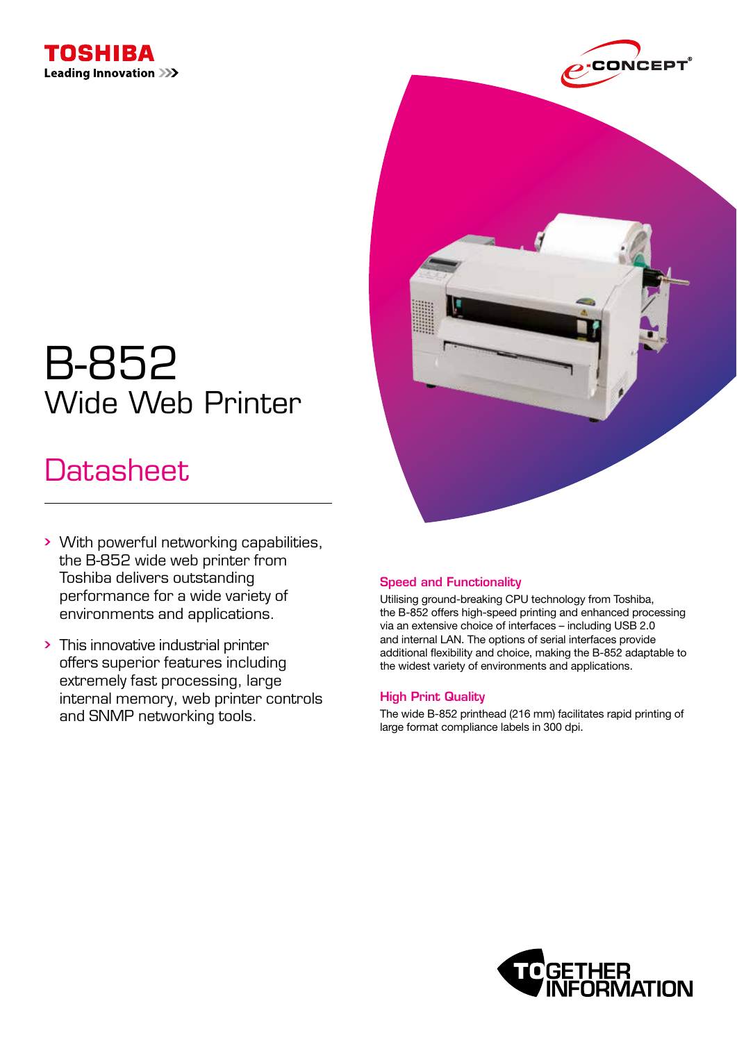TOSHIBA
Leading Innovation >>>

e-CONCEPT®

# B-852
## Wide Web Printer

## Datasheet

- With powerful networking capabilities, the B-852 wide web printer from Toshiba delivers outstanding performance for a wide variety of environments and applications.
- This innovative industrial printer offers superior features including extremely fast processing, large internal memory, web printer controls and SNMP networking tools.

### Speed and Functionality

Utilising ground-breaking CPU technology from Toshiba, the B-852 offers high-speed printing and enhanced processing via an extensive choice of interfaces – including USB 2.0 and internal LAN. The options of serial interfaces provide additional flexibility and choice, making the B-852 adaptable to the widest variety of environments and applications.

### High Print Quality

The wide B-852 printhead (216 mm) facilitates rapid printing of large format compliance labels in 300 dpi.

TOGETHER INFORMATION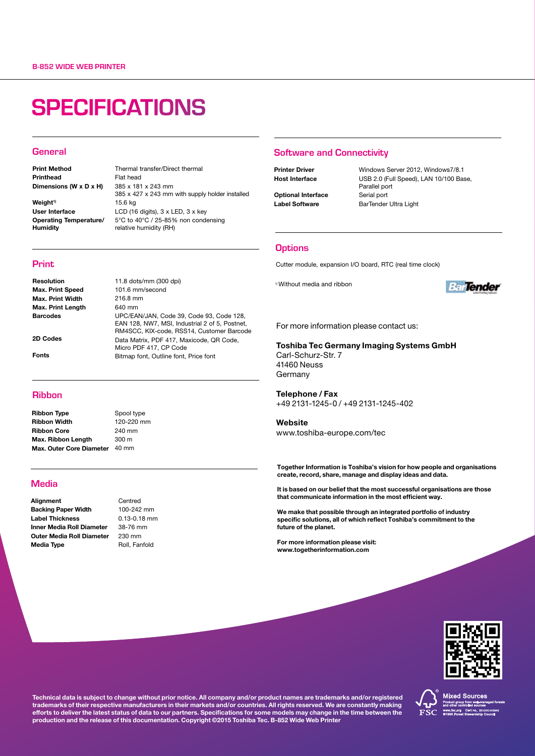B-852 WIDE WEB PRINTER

# SPECIFICATIONS

## General

| | |
|---|---|
| **Print Method** | Thermal transfer/Direct thermal |
| **Printhead** | Flat head |
| **Dimensions (W x D x H)** | 385 x 181 x 243 mm<br>385 x 427 x 243 mm with supply holder installed |
| **Weight[1)]** | 15.6 kg |
| **User Interface** | LCD (16 digits), 3 x LED, 3 x key |
| **Operating Temperature/ Humidity** | 5°C to 40°C / 25-85% non condensing relative humidity (RH) |

## Print

| | |
|---|---|
| **Resolution** | 11.8 dots/mm (300 dpi) |
| **Max. Print Speed** | 101.6 mm/second |
| **Max. Print Width** | 216.8 mm |
| **Max. Print Length** | 640 mm |
| **Barcodes** | UPC/EAN/JAN, Code 39, Code 93, Code 128, EAN 128, NW7, MSI, Industrial 2 of 5, Postnet, RM4SCC, KIX-code, RSS14, Customer Barcode |
| **2D Codes** | Data Matrix, PDF 417, Maxicode, QR Code, Micro PDF 417, CP Code |
| **Fonts** | Bitmap font, Outline font, Price font |

## Ribbon

| | |
|---|---|
| **Ribbon Type** | Spool type |
| **Ribbon Width** | 120-220 mm |
| **Ribbon Core** | 240 mm |
| **Max. Ribbon Length** | 300 m |
| **Max. Outer Core Diameter** | 40 mm |

## Media

| | |
|---|---|
| **Alignment** | Centred |
| **Backing Paper Width** | 100-242 mm |
| **Label Thickness** | 0.13-0.18 mm |
| **Inner Media Roll Diameter** | 38-76 mm |
| **Outer Media Roll Diameter** | 230 mm |
| **Media Type** | Roll, Fanfold |

## Software and Connectivity

| | |
|---|---|
| **Printer Driver** | Windows Server 2012, Windows7/8.1 |
| **Host Interface** | USB 2.0 (Full Speed), LAN 10/100 Base, Parallel port |
| **Optional Interface** | Serial port |
| **Label Software** | BarTender Ultra Light |

## Options

Cutter module, expansion I/O board, RTC (real time clock)

[1)] Without media and ribbon

For more information please contact us:

**Toshiba Tec Germany Imaging Systems GmbH**
Carl-Schurz-Str. 7
41460 Neuss
Germany

**Telephone / Fax**
+49 2131-1245-0 / +49 2131-1245-402

**Website**
www.toshiba-europe.com/tec

**Together Information is Toshiba's vision for how people and organisations create, record, share, manage and display ideas and data.**

**It is based on our belief that the most successful organisations are those that communicate information in the most efficient way.**

**We make that possible through an integrated portfolio of industry specific solutions, all of which reflect Toshiba's commitment to the future of the planet.**

**For more information please visit: www.togetherinformation.com**

**Technical data is subject to change without prior notice. All company and/or product names are trademarks and/or registered trademarks of their respective manufacturers in their markets and/or countries. All rights reserved. We are constantly making efforts to deliver the latest status of data to our partners. Specifications for some models may change in the time between the production and the release of this documentation. Copyright ©2015 Toshiba Tec. B-852 Wide Web Printer**

Mixed Sources
Product group from well-managed forests and other controlled sources
www.fsc.org Cert no. TT-COC-002843
©1996 Forest Stewardship Council